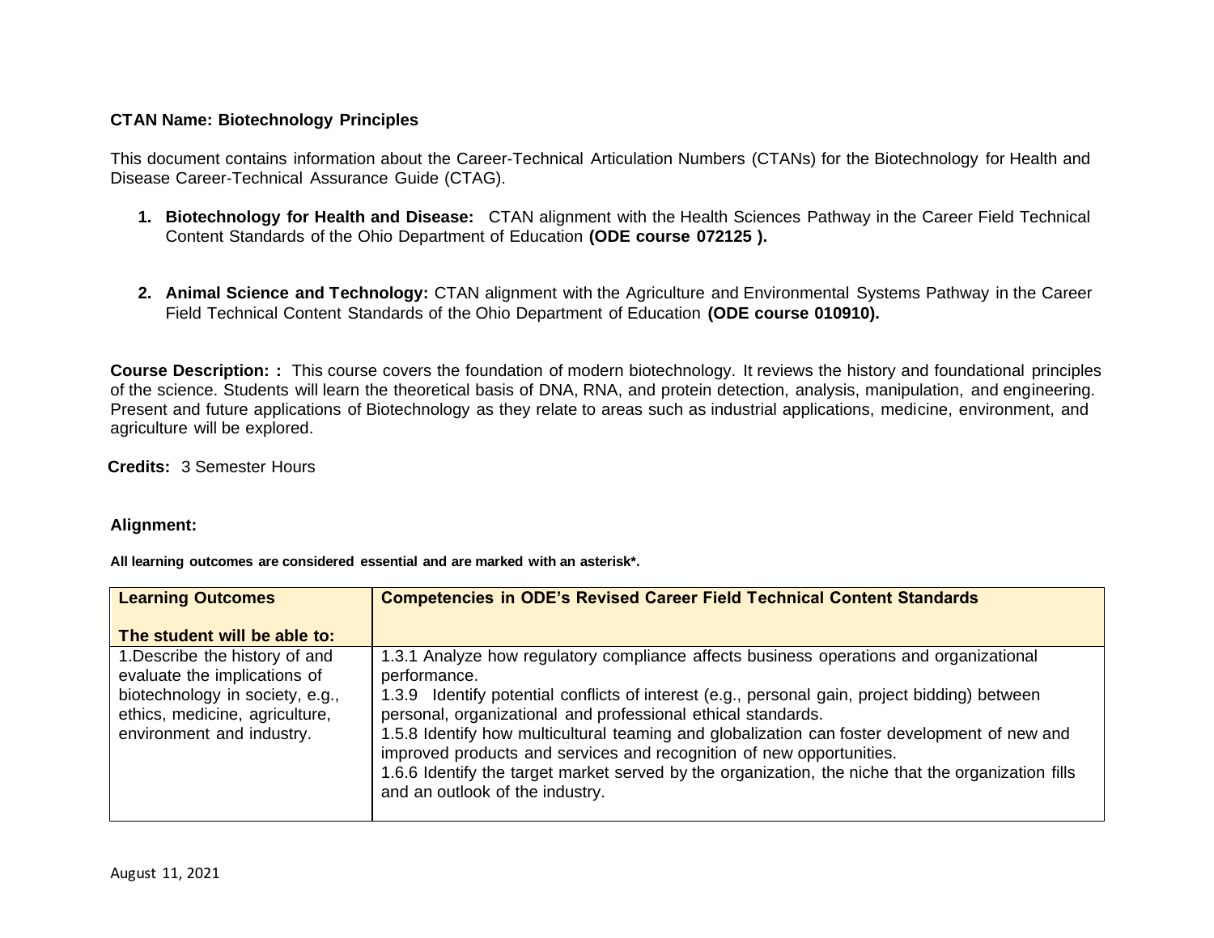**CTAN Name: Biotechnology Principles**

This document contains information about the Career-Technical Articulation Numbers (CTANs) for the Biotechnology for Health and Disease Career-Technical Assurance Guide (CTAG).

1. **Biotechnology for Health and Disease:** CTAN alignment with the Health Sciences Pathway in the Career Field Technical Content Standards of the Ohio Department of Education **(ODE course 072125 ).**

2. **Animal Science and Technology:** CTAN alignment with the Agriculture and Environmental Systems Pathway in the Career Field Technical Content Standards of the Ohio Department of Education **(ODE course 010910).**

**Course Description: :** This course covers the foundation of modern biotechnology. It reviews the history and foundational principles of the science. Students will learn the theoretical basis of DNA, RNA, and protein detection, analysis, manipulation, and engineering. Present and future applications of Biotechnology as they relate to areas such as industrial applications, medicine, environment, and agriculture will be explored.

**Credits:** 3 Semester Hours

**Alignment:**

**All learning outcomes are considered essential and are marked with an asterisk\*.**

| **Learning Outcomes**<br><br>**The student will be able to:** | **Competencies in ODE's Revised Career Field Technical Content Standards** |
|---|---|
| 1.Describe the history of and evaluate the implications of biotechnology in society, e.g., ethics, medicine, agriculture, environment and industry. | 1.3.1 Analyze how regulatory compliance affects business operations and organizational performance.<br>1.3.9 Identify potential conflicts of interest (e.g., personal gain, project bidding) between personal, organizational and professional ethical standards.<br>1.5.8 Identify how multicultural teaming and globalization can foster development of new and improved products and services and recognition of new opportunities.<br>1.6.6 Identify the target market served by the organization, the niche that the organization fills and an outlook of the industry. |

August 11, 2021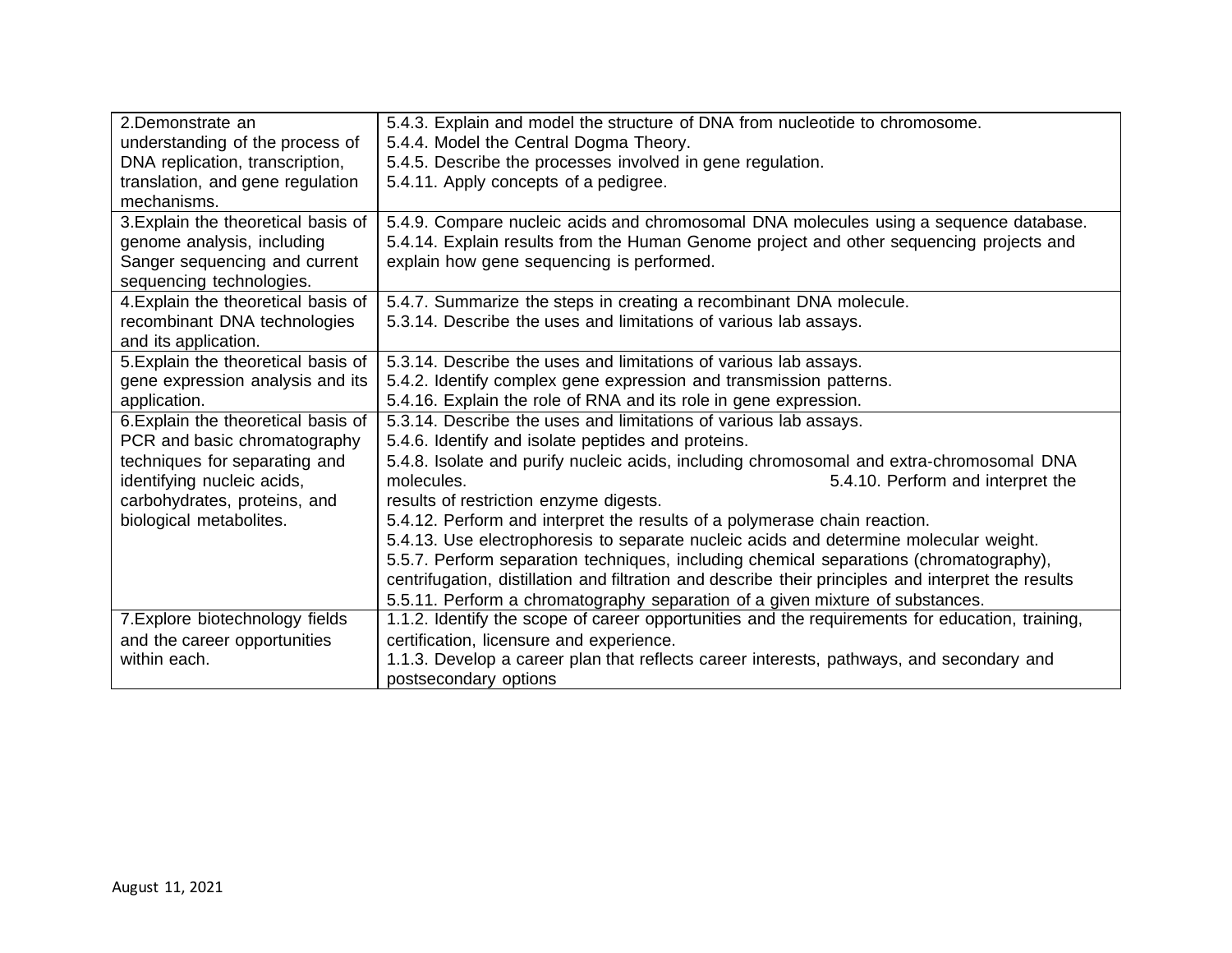| | |
|---|---|
| 2.Demonstrate an understanding of the process of DNA replication, transcription, translation, and gene regulation mechanisms. | 5.4.3. Explain and model the structure of DNA from nucleotide to chromosome.<br>5.4.4. Model the Central Dogma Theory.<br>5.4.5. Describe the processes involved in gene regulation.<br>5.4.11. Apply concepts of a pedigree. |
| 3.Explain the theoretical basis of genome analysis, including Sanger sequencing and current sequencing technologies. | 5.4.9. Compare nucleic acids and chromosomal DNA molecules using a sequence database.<br>5.4.14. Explain results from the Human Genome project and other sequencing projects and explain how gene sequencing is performed. |
| 4.Explain the theoretical basis of recombinant DNA technologies and its application. | 5.4.7. Summarize the steps in creating a recombinant DNA molecule.<br>5.3.14. Describe the uses and limitations of various lab assays. |
| 5.Explain the theoretical basis of gene expression analysis and its application. | 5.3.14. Describe the uses and limitations of various lab assays.<br>5.4.2. Identify complex gene expression and transmission patterns.<br>5.4.16. Explain the role of RNA and its role in gene expression. |
| 6.Explain the theoretical basis of PCR and basic chromatography techniques for separating and identifying nucleic acids, carbohydrates, proteins, and biological metabolites. | 5.3.14. Describe the uses and limitations of various lab assays.<br>5.4.6. Identify and isolate peptides and proteins.<br>5.4.8. Isolate and purify nucleic acids, including chromosomal and extra-chromosomal DNA molecules. 5.4.10. Perform and interpret the results of restriction enzyme digests.<br>5.4.12. Perform and interpret the results of a polymerase chain reaction.<br>5.4.13. Use electrophoresis to separate nucleic acids and determine molecular weight.<br>5.5.7. Perform separation techniques, including chemical separations (chromatography), centrifugation, distillation and filtration and describe their principles and interpret the results<br>5.5.11. Perform a chromatography separation of a given mixture of substances. |
| 7.Explore biotechnology fields and the career opportunities within each. | 1.1.2. Identify the scope of career opportunities and the requirements for education, training, certification, licensure and experience.<br>1.1.3. Develop a career plan that reflects career interests, pathways, and secondary and postsecondary options |

August 11, 2021